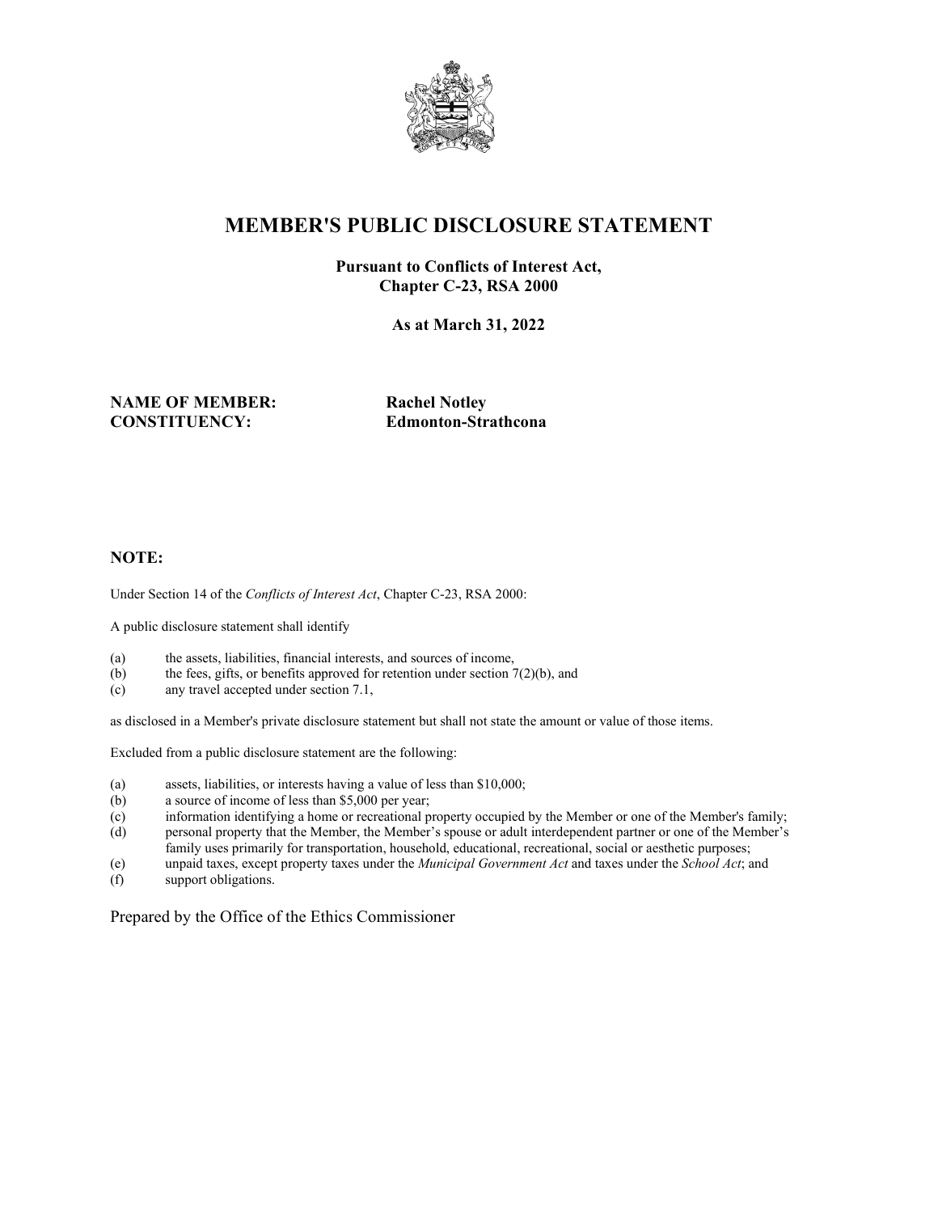# MEMBER'S PUBLIC DISCLOSURE STATEMENT

**Pursuant to Conflicts of Interest Act,**
**Chapter C-23, RSA 2000**

**As at March 31, 2022**

**NAME OF MEMBER:** **Rachel Notley**
**CONSTITUENCY:** **Edmonton-Strathcona**

## NOTE:

Under Section 14 of the *Conflicts of Interest Act*, Chapter C-23, RSA 2000:

A public disclosure statement shall identify

(a) the assets, liabilities, financial interests, and sources of income,
(b) the fees, gifts, or benefits approved for retention under section 7(2)(b), and
(c) any travel accepted under section 7.1,

as disclosed in a Member's private disclosure statement but shall not state the amount or value of those items.

Excluded from a public disclosure statement are the following:

(a) assets, liabilities, or interests having a value of less than $10,000;
(b) a source of income of less than $5,000 per year;
(c) information identifying a home or recreational property occupied by the Member or one of the Member's family;
(d) personal property that the Member, the Member's spouse or adult interdependent partner or one of the Member's family uses primarily for transportation, household, educational, recreational, social or aesthetic purposes;
(e) unpaid taxes, except property taxes under the *Municipal Government Act* and taxes under the *School Act*; and
(f) support obligations.

Prepared by the Office of the Ethics Commissioner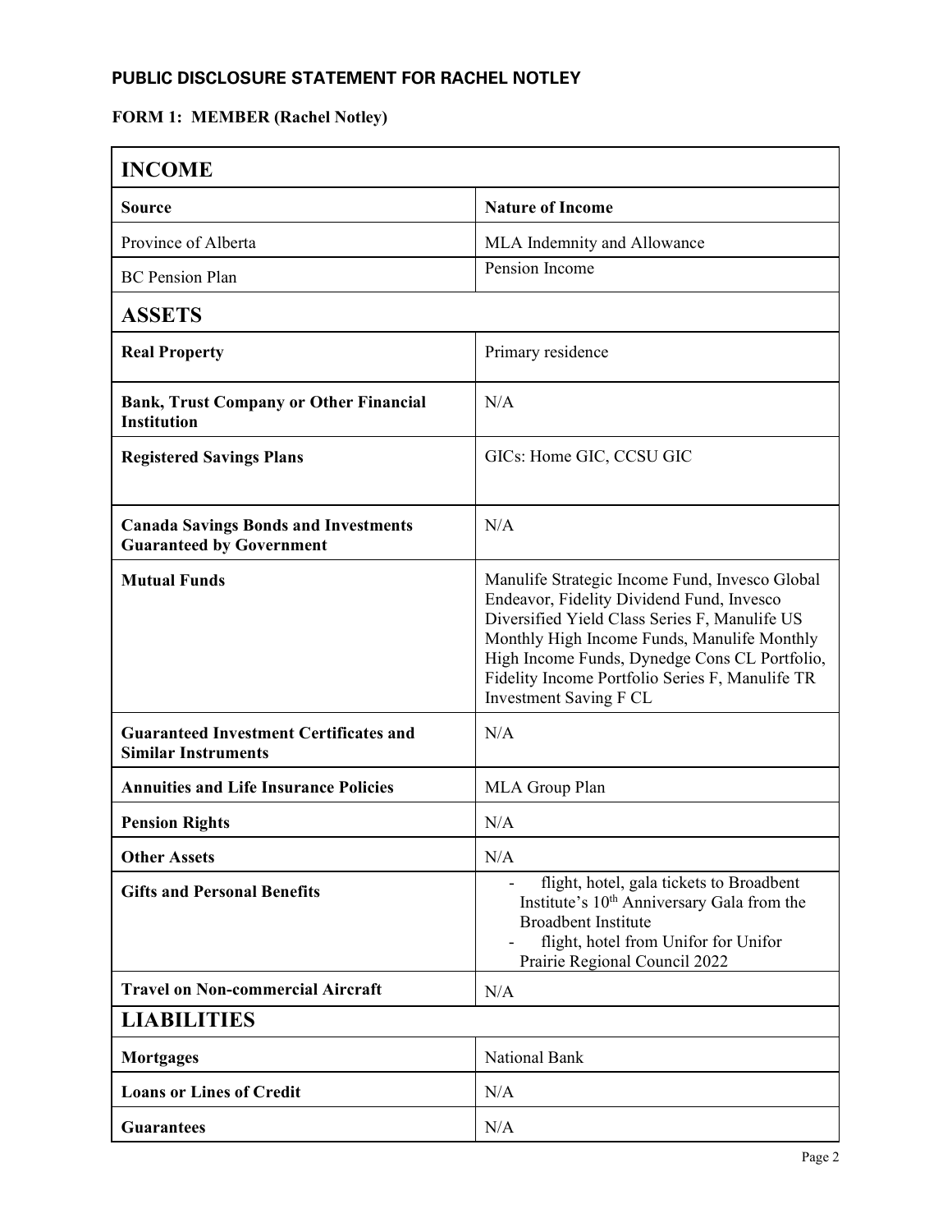## PUBLIC DISCLOSURE STATEMENT FOR RACHEL NOTLEY

### FORM 1: MEMBER (Rachel Notley)

| INCOME | |
|---|---|
| **Source** | **Nature of Income** |
| Province of Alberta | MLA Indemnity and Allowance |
| BC Pension Plan | Pension Income |
| **ASSETS** | |
| **Real Property** | Primary residence |
| **Bank, Trust Company or Other Financial Institution** | N/A |
| **Registered Savings Plans** | GICs: Home GIC, CCSU GIC |
| **Canada Savings Bonds and Investments Guaranteed by Government** | N/A |
| **Mutual Funds** | Manulife Strategic Income Fund, Invesco Global Endeavor, Fidelity Dividend Fund, Invesco Diversified Yield Class Series F, Manulife US Monthly High Income Funds, Manulife Monthly High Income Funds, Dynedge Cons CL Portfolio, Fidelity Income Portfolio Series F, Manulife TR Investment Saving F CL |
| **Guaranteed Investment Certificates and Similar Instruments** | N/A |
| **Annuities and Life Insurance Policies** | MLA Group Plan |
| **Pension Rights** | N/A |
| **Other Assets** | N/A |
| **Gifts and Personal Benefits** | - flight, hotel, gala tickets to Broadbent Institute's 10th Anniversary Gala from the Broadbent Institute<br>- flight, hotel from Unifor for Unifor Prairie Regional Council 2022 |
| **Travel on Non-commercial Aircraft** | N/A |
| **LIABILITIES** | |
| **Mortgages** | National Bank |
| **Loans or Lines of Credit** | N/A |
| **Guarantees** | N/A |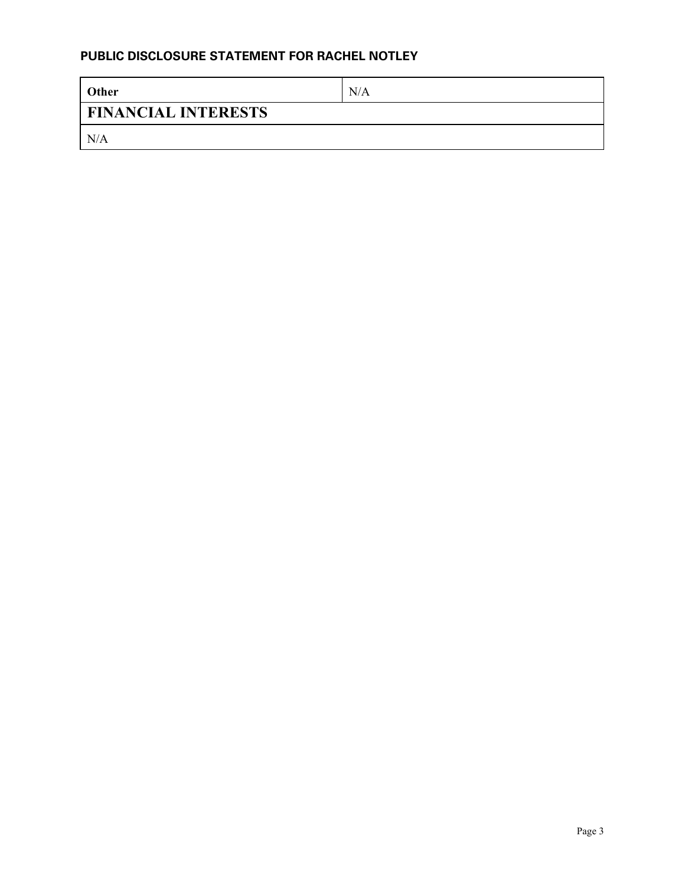**PUBLIC DISCLOSURE STATEMENT FOR RACHEL NOTLEY**

| Other | N/A |
| --- | --- |
| **FINANCIAL INTERESTS** | |
| N/A | |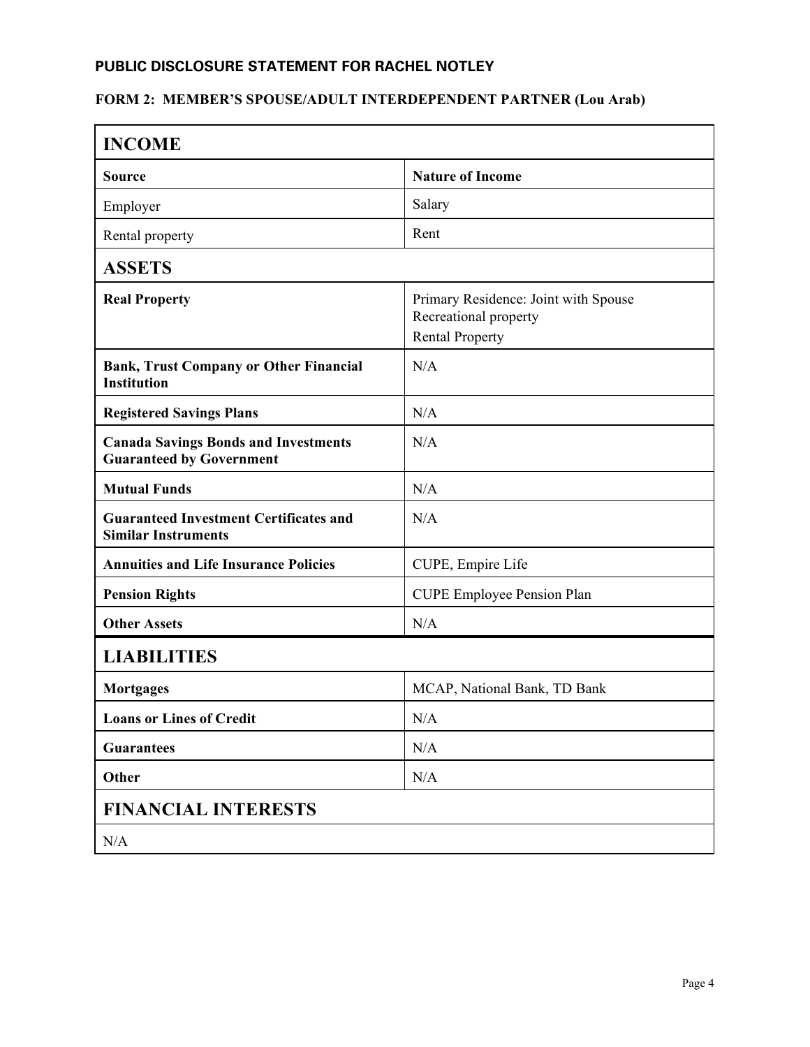## PUBLIC DISCLOSURE STATEMENT FOR RACHEL NOTLEY

### FORM 2: MEMBER'S SPOUSE/ADULT INTERDEPENDENT PARTNER (Lou Arab)

| **INCOME** | |
|---|---|
| **Source** | **Nature of Income** |
| Employer | Salary |
| Rental property | Rent |
| **ASSETS** | |
| **Real Property** | Primary Residence: Joint with Spouse<br>Recreational property<br>Rental Property |
| **Bank, Trust Company or Other Financial Institution** | N/A |
| **Registered Savings Plans** | N/A |
| **Canada Savings Bonds and Investments Guaranteed by Government** | N/A |
| **Mutual Funds** | N/A |
| **Guaranteed Investment Certificates and Similar Instruments** | N/A |
| **Annuities and Life Insurance Policies** | CUPE, Empire Life |
| **Pension Rights** | CUPE Employee Pension Plan |
| **Other Assets** | N/A |
| **LIABILITIES** | |
| **Mortgages** | MCAP, National Bank, TD Bank |
| **Loans or Lines of Credit** | N/A |
| **Guarantees** | N/A |
| **Other** | N/A |
| **FINANCIAL INTERESTS** | |
| N/A | |